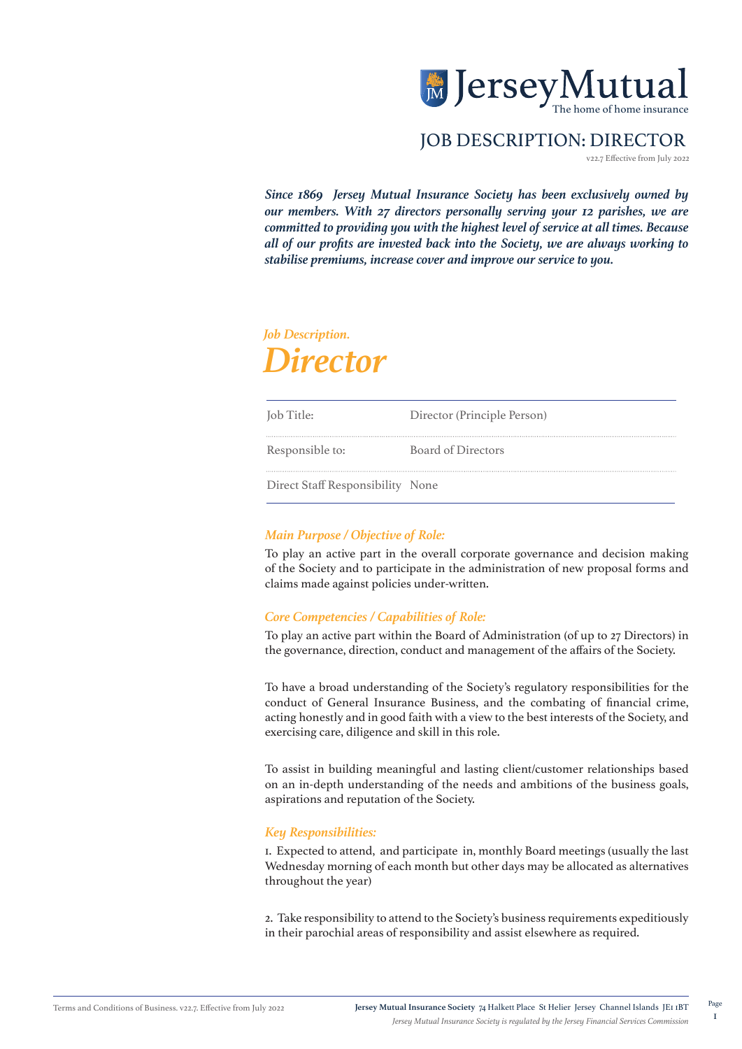JerseyMutual
The home of home insurance

# JOB DESCRIPTION: DIRECTOR

v22.7 Effective from July 2022

***Since 1869 Jersey Mutual Insurance Society has been exclusively owned by our members. With 27 directors personally serving your 12 parishes, we are committed to providing you with the highest level of service at all times. Because all of our profits are invested back into the Society, we are always working to stabilise premiums, increase cover and improve our service to you.***

*Job Description.*

## *Director*

| | |
|---|---|
| Job Title: | Director (Principle Person) |
| Responsible to: | Board of Directors |
| Direct Staff Responsibility | None |

### *Main Purpose / Objective of Role:*

To play an active part in the overall corporate governance and decision making of the Society and to participate in the administration of new proposal forms and claims made against policies under-written.

### *Core Competencies / Capabilities of Role:*

To play an active part within the Board of Administration (of up to 27 Directors) in the governance, direction, conduct and management of the affairs of the Society.

To have a broad understanding of the Society's regulatory responsibilities for the conduct of General Insurance Business, and the combating of financial crime, acting honestly and in good faith with a view to the best interests of the Society, and exercising care, diligence and skill in this role.

To assist in building meaningful and lasting client/customer relationships based on an in-depth understanding of the needs and ambitions of the business goals, aspirations and reputation of the Society.

### *Key Responsibilities:*

1. Expected to attend, and participate in, monthly Board meetings (usually the last Wednesday morning of each month but other days may be allocated as alternatives throughout the year)

2. Take responsibility to attend to the Society's business requirements expeditiously in their parochial areas of responsibility and assist elsewhere as required.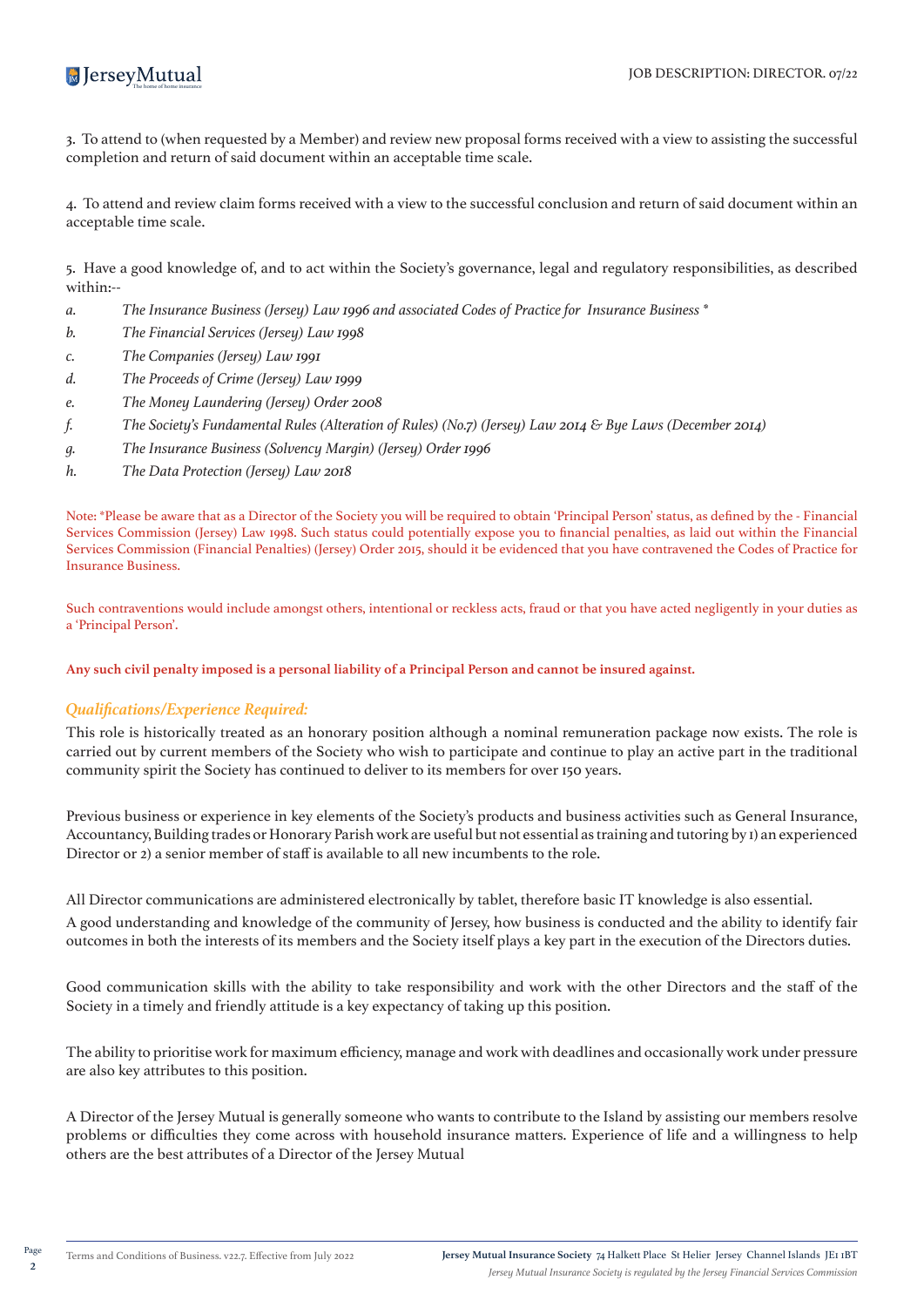3. To attend to (when requested by a Member) and review new proposal forms received with a view to assisting the successful completion and return of said document within an acceptable time scale.

4. To attend and review claim forms received with a view to the successful conclusion and return of said document within an acceptable time scale.

5. Have a good knowledge of, and to act within the Society's governance, legal and regulatory responsibilities, as described within:--

*a. The Insurance Business (Jersey) Law 1996 and associated Codes of Practice for Insurance Business **

*b. The Financial Services (Jersey) Law 1998*

*c. The Companies (Jersey) Law 1991*

*d. The Proceeds of Crime (Jersey) Law 1999*

*e. The Money Laundering (Jersey) Order 2008*

*f. The Society's Fundamental Rules (Alteration of Rules) (No.7) (Jersey) Law 2014 & Bye Laws (December 2014)*

*g. The Insurance Business (Solvency Margin) (Jersey) Order 1996*

*h. The Data Protection (Jersey) Law 2018*

Note: *Please be aware that as a Director of the Society you will be required to obtain 'Principal Person' status, as defined by the - Financial Services Commission (Jersey) Law 1998. Such status could potentially expose you to financial penalties, as laid out within the Financial Services Commission (Financial Penalties) (Jersey) Order 2015, should it be evidenced that you have contravened the Codes of Practice for Insurance Business.

Such contraventions would include amongst others, intentional or reckless acts, fraud or that you have acted negligently in your duties as a 'Principal Person'.

**Any such civil penalty imposed is a personal liability of a Principal Person and cannot be insured against.**

### *Qualifications/Experience Required:*

This role is historically treated as an honorary position although a nominal remuneration package now exists. The role is carried out by current members of the Society who wish to participate and continue to play an active part in the traditional community spirit the Society has continued to deliver to its members for over 150 years.

Previous business or experience in key elements of the Society's products and business activities such as General Insurance, Accountancy, Building trades or Honorary Parish work are useful but not essential as training and tutoring by 1) an experienced Director or 2) a senior member of staff is available to all new incumbents to the role.

All Director communications are administered electronically by tablet, therefore basic IT knowledge is also essential.

A good understanding and knowledge of the community of Jersey, how business is conducted and the ability to identify fair outcomes in both the interests of its members and the Society itself plays a key part in the execution of the Directors duties.

Good communication skills with the ability to take responsibility and work with the other Directors and the staff of the Society in a timely and friendly attitude is a key expectancy of taking up this position.

The ability to prioritise work for maximum efficiency, manage and work with deadlines and occasionally work under pressure are also key attributes to this position.

A Director of the Jersey Mutual is generally someone who wants to contribute to the Island by assisting our members resolve problems or difficulties they come across with household insurance matters. Experience of life and a willingness to help others are the best attributes of a Director of the Jersey Mutual